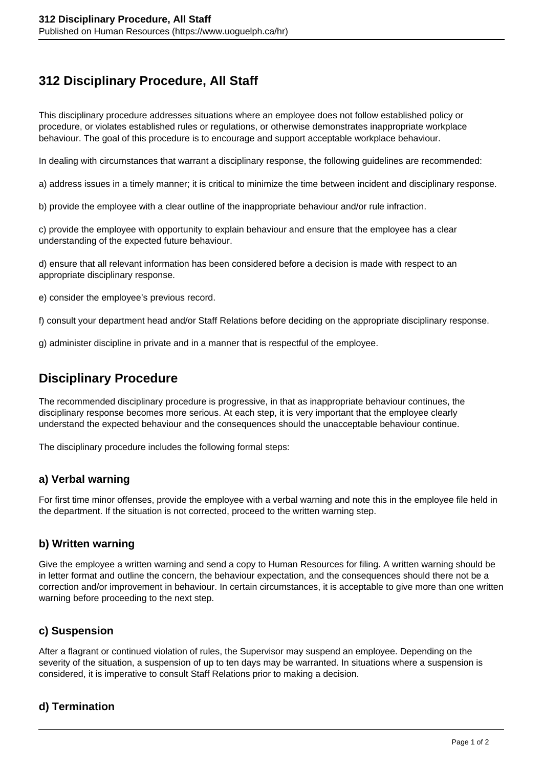# 312 Disciplinary Procedure, All Staff

This disciplinary procedure addresses situations where an employee does not follow established policy or procedure, or violates established rules or regulations, or otherwise demonstrates inappropriate workplace behaviour. The goal of this procedure is to encourage and support acceptable workplace behaviour.

In dealing with circumstances that warrant a disciplinary response, the following guidelines are recommended:

a) address issues in a timely manner; it is critical to minimize the time between incident and disciplinary response.

b) provide the employee with a clear outline of the inappropriate behaviour and/or rule infraction.

c) provide the employee with opportunity to explain behaviour and ensure that the employee has a clear understanding of the expected future behaviour.

d) ensure that all relevant information has been considered before a decision is made with respect to an appropriate disciplinary response.

e) consider the employee's previous record.

f) consult your department head and/or Staff Relations before deciding on the appropriate disciplinary response.

g) administer discipline in private and in a manner that is respectful of the employee.

## Disciplinary Procedure

The recommended disciplinary procedure is progressive, in that as inappropriate behaviour continues, the disciplinary response becomes more serious. At each step, it is very important that the employee clearly understand the expected behaviour and the consequences should the unacceptable behaviour continue.

The disciplinary procedure includes the following formal steps:

### a) Verbal warning

For first time minor offenses, provide the employee with a verbal warning and note this in the employee file held in the department. If the situation is not corrected, proceed to the written warning step.

### b) Written warning

Give the employee a written warning and send a copy to Human Resources for filing. A written warning should be in letter format and outline the concern, the behaviour expectation, and the consequences should there not be a correction and/or improvement in behaviour. In certain circumstances, it is acceptable to give more than one written warning before proceeding to the next step.

### c) Suspension

After a flagrant or continued violation of rules, the Supervisor may suspend an employee. Depending on the severity of the situation, a suspension of up to ten days may be warranted. In situations where a suspension is considered, it is imperative to consult Staff Relations prior to making a decision.

### d) Termination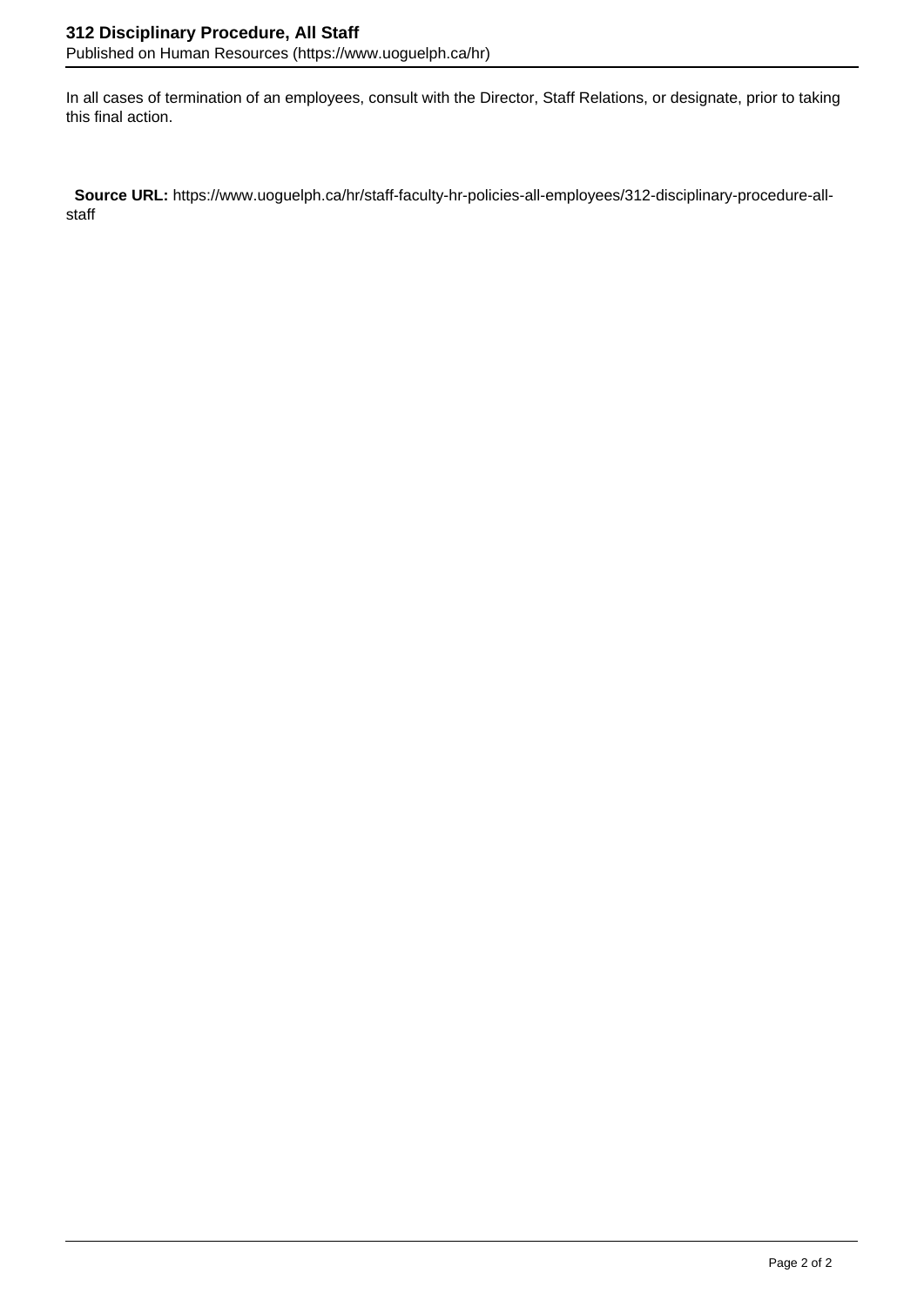In all cases of termination of an employees, consult with the Director, Staff Relations, or designate, prior to taking this final action.

**Source URL:** https://www.uoguelph.ca/hr/staff-faculty-hr-policies-all-employees/312-disciplinary-procedure-all-staff